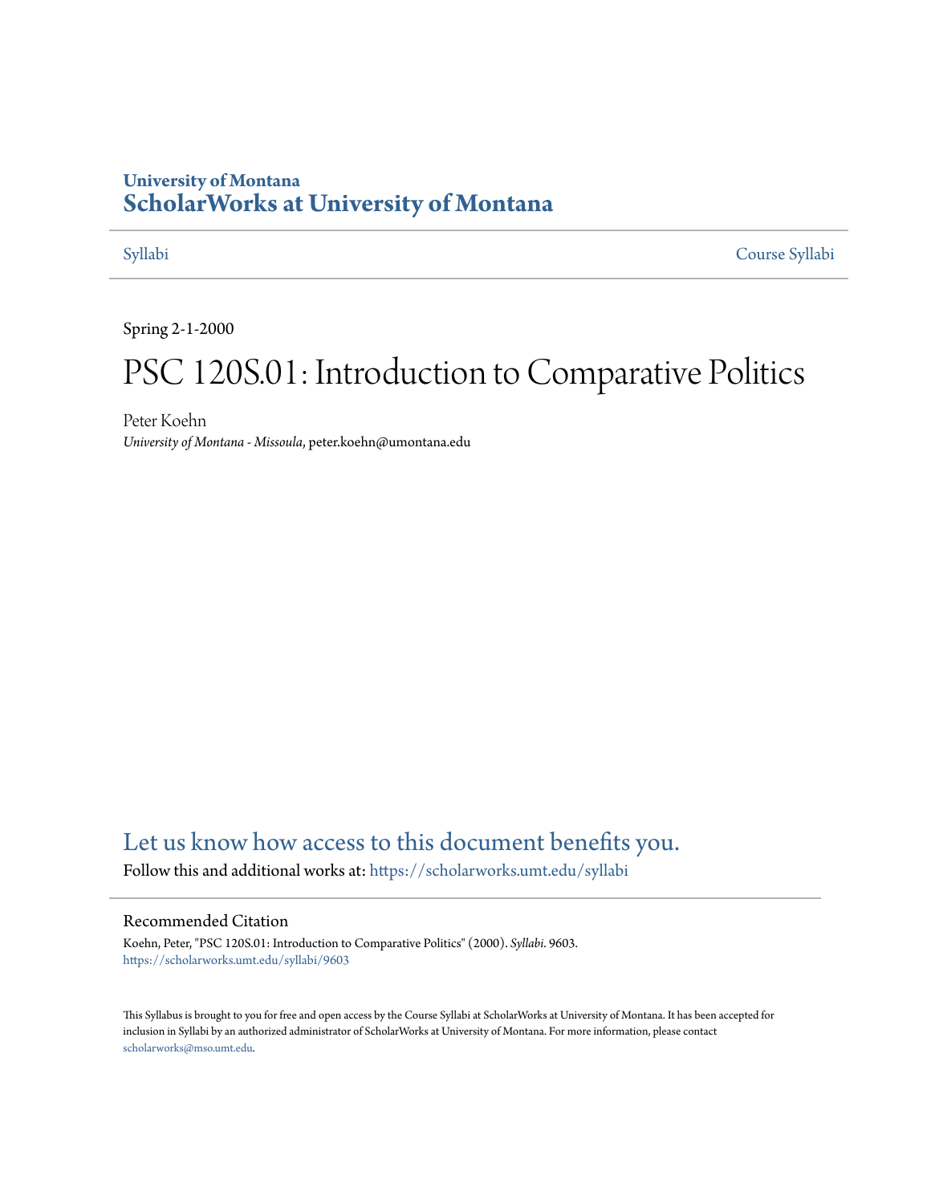University of Montana
# ScholarWorks at University of Montana

Syllabi    Course Syllabi

Spring 2-1-2000

# PSC 120S.01: Introduction to Comparative Politics

Peter Koehn
*University of Montana - Missoula*, peter.koehn@umontana.edu

## Let us know how access to this document benefits you.

Follow this and additional works at: https://scholarworks.umt.edu/syllabi

### Recommended Citation

Koehn, Peter, "PSC 120S.01: Introduction to Comparative Politics" (2000). *Syllabi*. 9603.
https://scholarworks.umt.edu/syllabi/9603

This Syllabus is brought to you for free and open access by the Course Syllabi at ScholarWorks at University of Montana. It has been accepted for inclusion in Syllabi by an authorized administrator of ScholarWorks at University of Montana. For more information, please contact scholarworks@mso.umt.edu.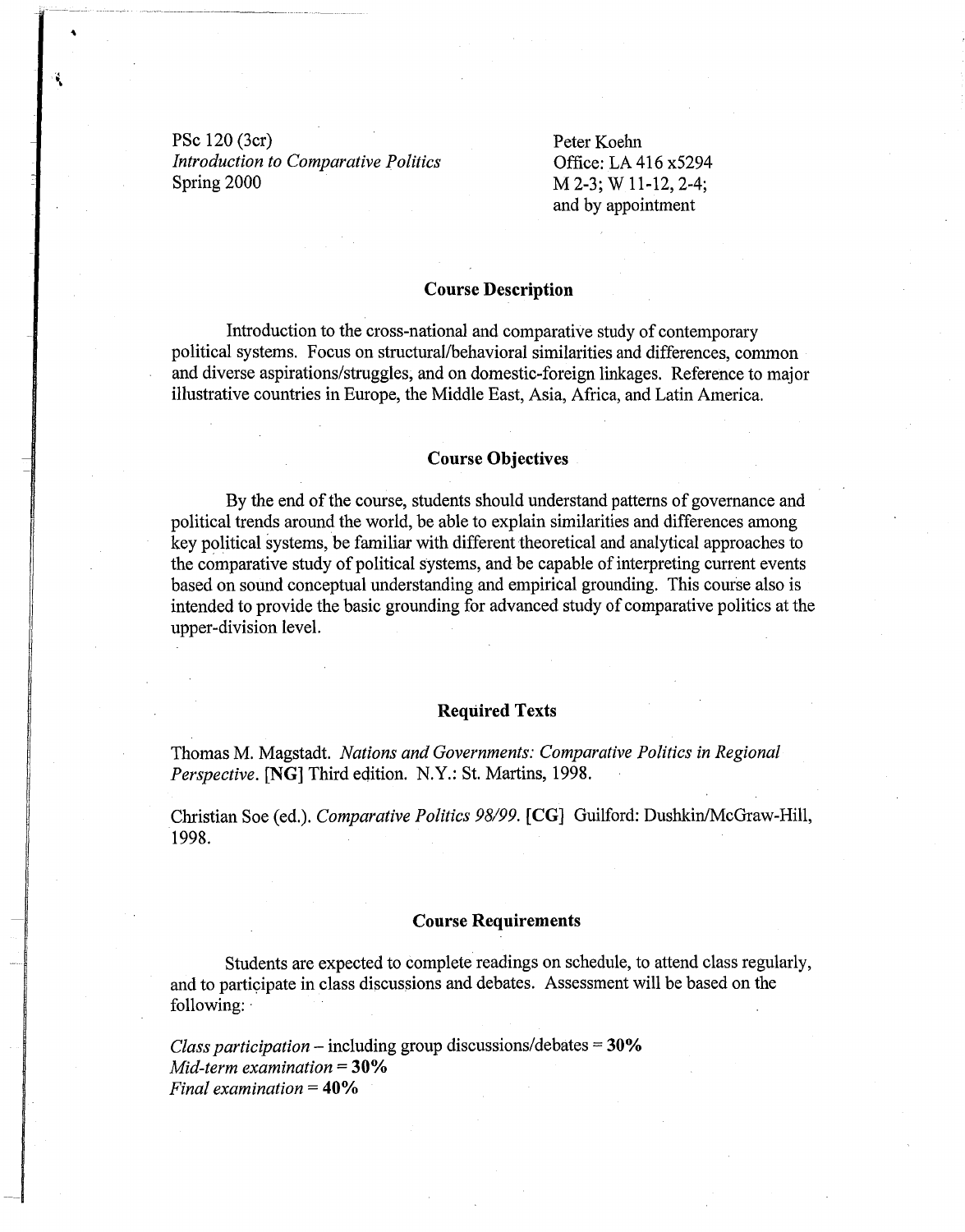PSc 120 (3cr)
*Introduction to Comparative Politics*
Spring 2000

Peter Koehn
Office: LA 416 x5294
M 2-3; W 11-12, 2-4;
and by appointment

## Course Description

Introduction to the cross-national and comparative study of contemporary political systems. Focus on structural/behavioral similarities and differences, common and diverse aspirations/struggles, and on domestic-foreign linkages. Reference to major illustrative countries in Europe, the Middle East, Asia, Africa, and Latin America.

## Course Objectives

By the end of the course, students should understand patterns of governance and political trends around the world, be able to explain similarities and differences among key political systems, be familiar with different theoretical and analytical approaches to the comparative study of political systems, and be capable of interpreting current events based on sound conceptual understanding and empirical grounding. This course also is intended to provide the basic grounding for advanced study of comparative politics at the upper-division level.

## Required Texts

Thomas M. Magstadt. *Nations and Governments: Comparative Politics in Regional Perspective.* **[NG]** Third edition. N.Y.: St. Martins, 1998.

Christian Soe (ed.). *Comparative Politics 98/99.* **[CG]** Guilford: Dushkin/McGraw-Hill, 1998.

## Course Requirements

Students are expected to complete readings on schedule, to attend class regularly, and to participate in class discussions and debates. Assessment will be based on the following:

*Class participation* – including group discussions/debates = **30%**
*Mid-term examination* = **30%**
*Final examination* = **40%**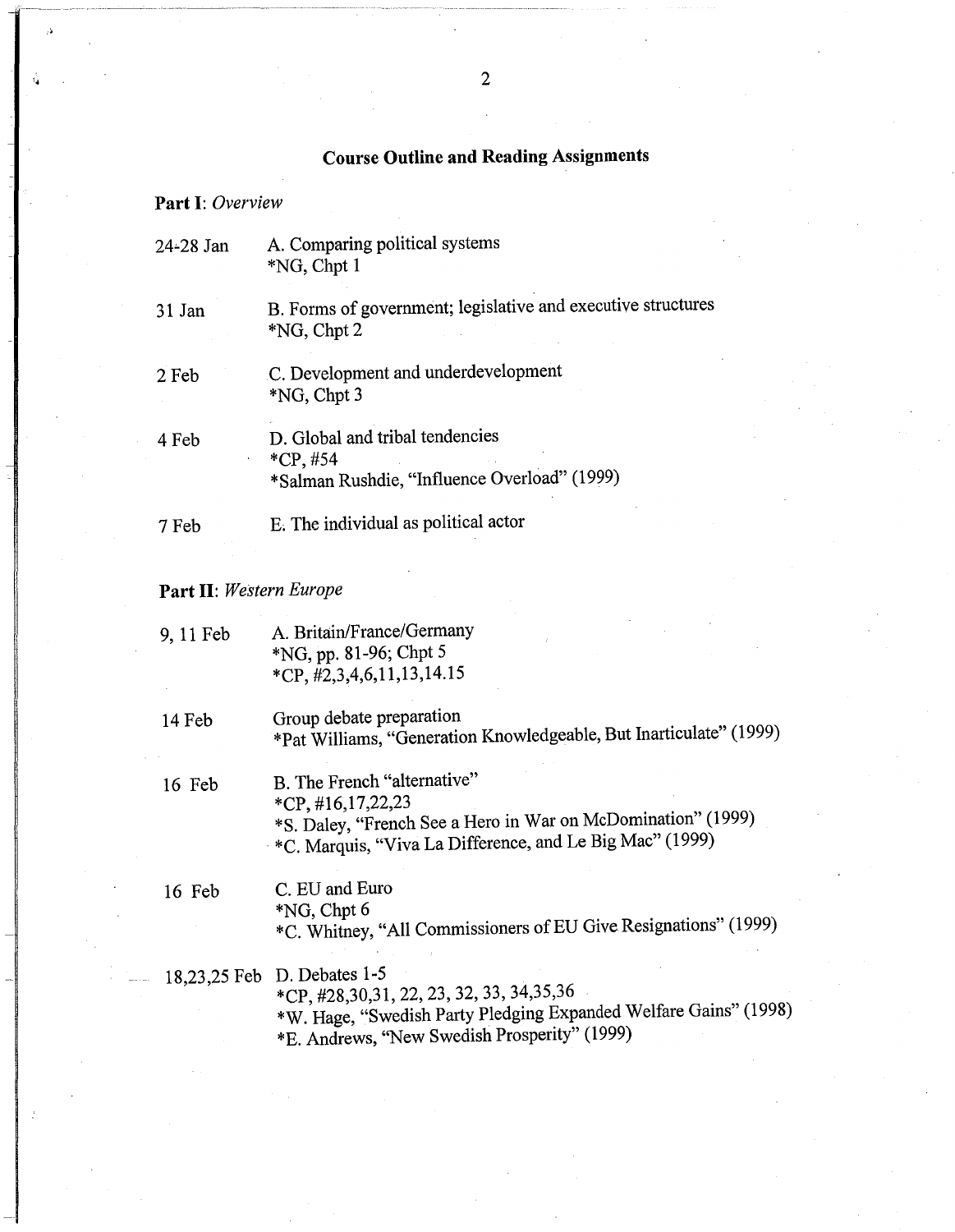## Course Outline and Reading Assignments

**Part I**: *Overview*

| | |
|---|---|
| 24-28 Jan | A. Comparing political systems<br>*NG, Chpt 1 |
| 31 Jan | B. Forms of government; legislative and executive structures<br>*NG, Chpt 2 |
| 2 Feb | C. Development and underdevelopment<br>*NG, Chpt 3 |
| 4 Feb | D. Global and tribal tendencies<br>*CP, #54<br>*Salman Rushdie, "Influence Overload" (1999) |
| 7 Feb | E. The individual as political actor |

**Part II**: *Western Europe*

| | |
|---|---|
| 9, 11 Feb | A. Britain/France/Germany<br>*NG, pp. 81-96; Chpt 5<br>*CP, #2,3,4,6,11,13,14.15 |
| 14 Feb | Group debate preparation<br>*Pat Williams, "Generation Knowledgeable, But Inarticulate" (1999) |
| 16 Feb | B. The French "alternative"<br>*CP, #16,17,22,23<br>*S. Daley, "French See a Hero in War on McDomination" (1999)<br>*C. Marquis, "Viva La Difference, and Le Big Mac" (1999) |
| 16 Feb | C. EU and Euro<br>*NG, Chpt 6<br>*C. Whitney, "All Commissioners of EU Give Resignations" (1999) |
| 18,23,25 Feb | D. Debates 1-5<br>*CP, #28,30,31, 22, 23, 32, 33, 34,35,36<br>*W. Hage, "Swedish Party Pledging Expanded Welfare Gains" (1998)<br>*E. Andrews, "New Swedish Prosperity" (1999) |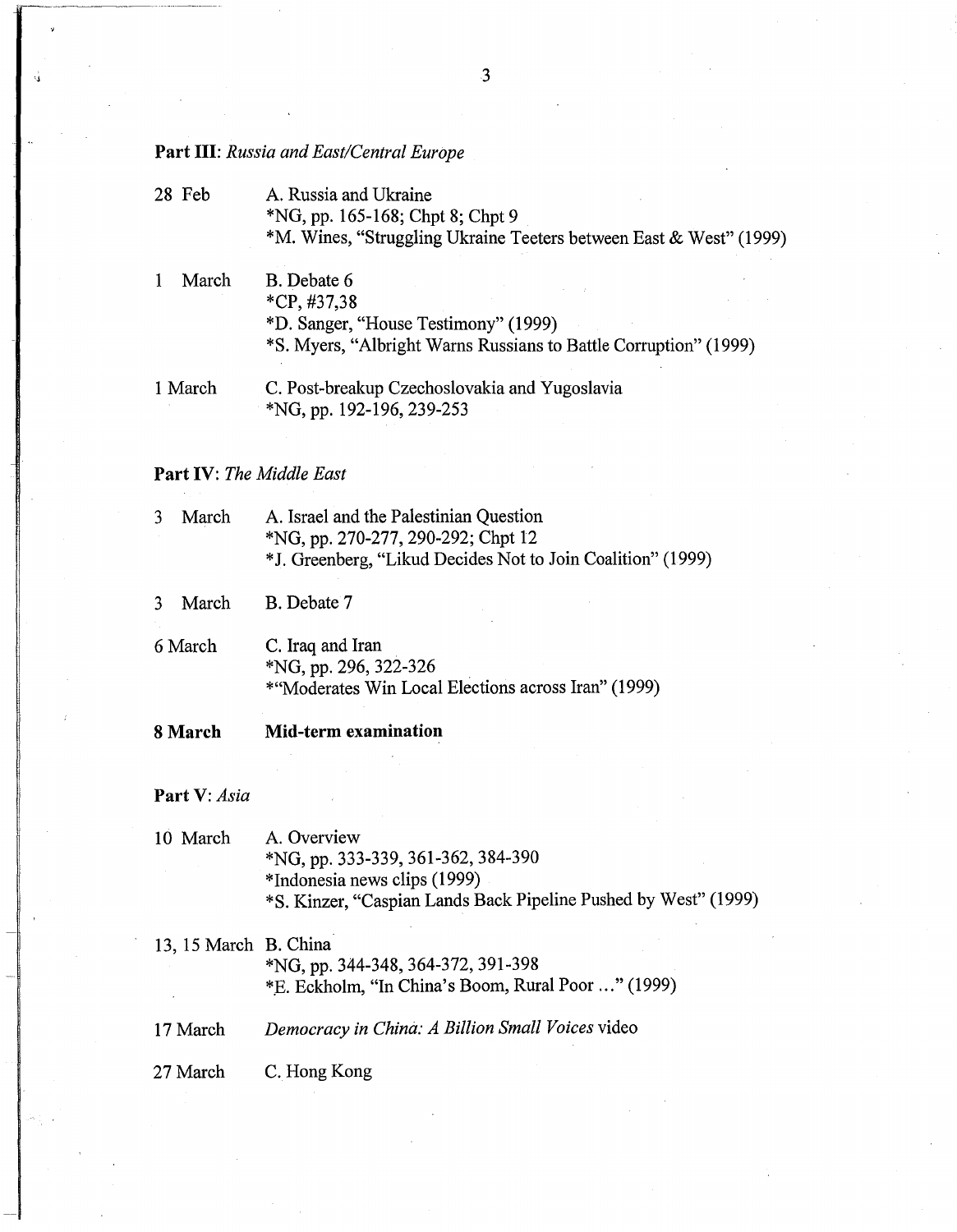**Part III**: *Russia and East/Central Europe*

| | |
|---|---|
| 28 Feb | A. Russia and Ukraine<br>*NG, pp. 165-168; Chpt 8; Chpt 9<br>*M. Wines, "Struggling Ukraine Teeters between East & West" (1999) |
| 1 March | B. Debate 6<br>*CP, #37,38<br>*D. Sanger, "House Testimony" (1999)<br>*S. Myers, "Albright Warns Russians to Battle Corruption" (1999) |
| 1 March | C. Post-breakup Czechoslovakia and Yugoslavia<br>*NG, pp. 192-196, 239-253 |

**Part IV**: *The Middle East*

| | |
|---|---|
| 3 March | A. Israel and the Palestinian Question<br>*NG, pp. 270-277, 290-292; Chpt 12<br>*J. Greenberg, "Likud Decides Not to Join Coalition" (1999) |
| 3 March | B. Debate 7 |
| 6 March | C. Iraq and Iran<br>*NG, pp. 296, 322-326<br>*"Moderates Win Local Elections across Iran" (1999) |
| **8 March** | **Mid-term examination** |

**Part V**: *Asia*

| | |
|---|---|
| 10 March | A. Overview<br>*NG, pp. 333-339, 361-362, 384-390<br>*Indonesia news clips (1999)<br>*S. Kinzer, "Caspian Lands Back Pipeline Pushed by West" (1999) |
| 13, 15 March | B. China<br>*NG, pp. 344-348, 364-372, 391-398<br>*E. Eckholm, "In China's Boom, Rural Poor ..." (1999) |
| 17 March | *Democracy in China: A Billion Small Voices* video |
| 27 March | C. Hong Kong |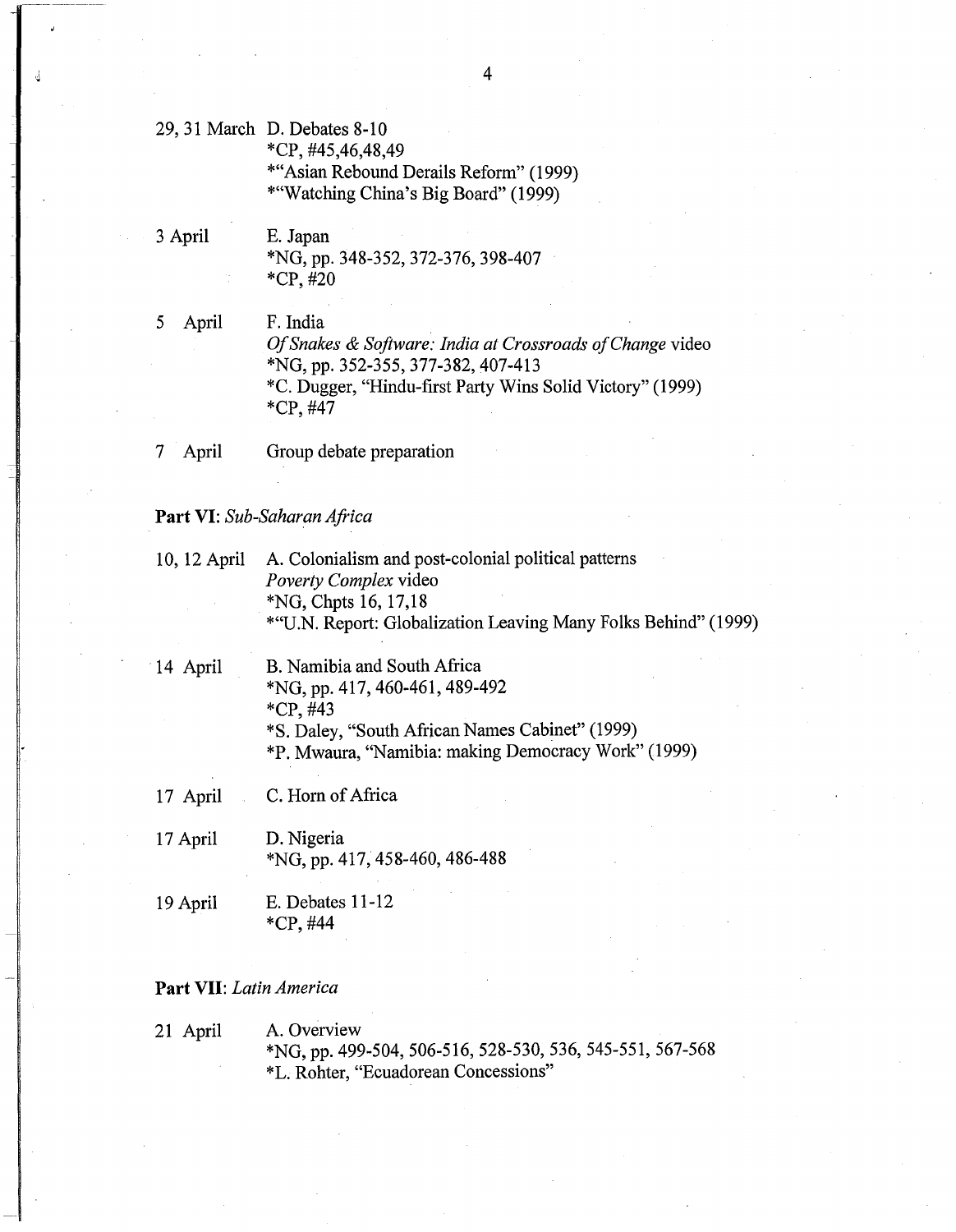29, 31 March D. Debates 8-10
*CP, #45,46,48,49
*"Asian Rebound Derails Reform" (1999)
*"Watching China's Big Board" (1999)

3 April E. Japan
*NG, pp. 348-352, 372-376, 398-407
*CP, #20

5 April F. India
*Of Snakes & Software: India at Crossroads of Change* video
*NG, pp. 352-355, 377-382, 407-413
*C. Dugger, "Hindu-first Party Wins Solid Victory" (1999)
*CP, #47

7 April Group debate preparation

**Part VI**: *Sub-Saharan Africa*

10, 12 April A. Colonialism and post-colonial political patterns
*Poverty Complex* video
*NG, Chpts 16, 17,18
*"U.N. Report: Globalization Leaving Many Folks Behind" (1999)

14 April B. Namibia and South Africa
*NG, pp. 417, 460-461, 489-492
*CP, #43
*S. Daley, "South African Names Cabinet" (1999)
*P. Mwaura, "Namibia: making Democracy Work" (1999)

17 April C. Horn of Africa

17 April D. Nigeria
*NG, pp. 417, 458-460, 486-488

19 April E. Debates 11-12
*CP, #44

**Part VII**: *Latin America*

21 April A. Overview
*NG, pp. 499-504, 506-516, 528-530, 536, 545-551, 567-568
*L. Rohter, "Ecuadorean Concessions"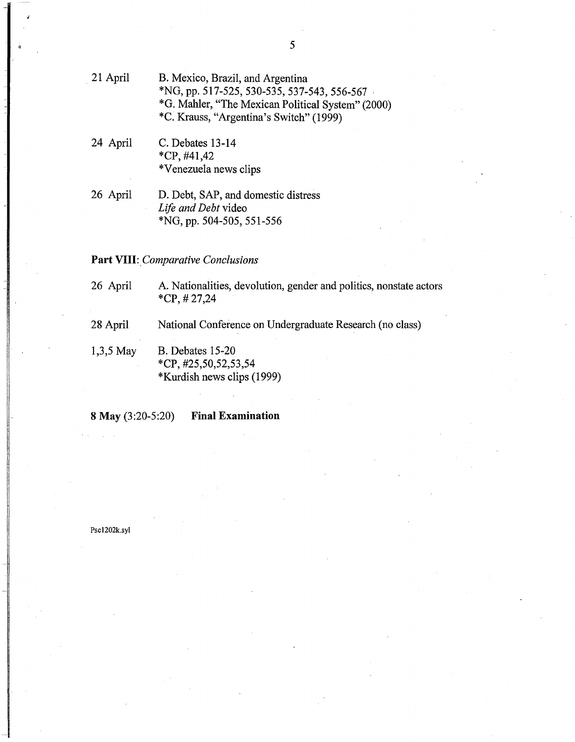21 April B. Mexico, Brazil, and Argentina
*NG, pp. 517-525, 530-535, 537-543, 556-567
*G. Mahler, "The Mexican Political System" (2000)
*C. Krauss, "Argentina's Switch" (1999)

24 April C. Debates 13-14
*CP, #41,42
*Venezuela news clips

26 April D. Debt, SAP, and domestic distress
*Life and Debt* video
*NG, pp. 504-505, 551-556

**Part VIII**: *Comparative Conclusions*

26 April A. Nationalities, devolution, gender and politics, nonstate actors
*CP, # 27,24

28 April National Conference on Undergraduate Research (no class)

1,3,5 May B. Debates 15-20
*CP, #25,50,52,53,54
*Kurdish news clips (1999)

**8 May** (3:20-5:20) **Final Examination**

Psc1202k.syl